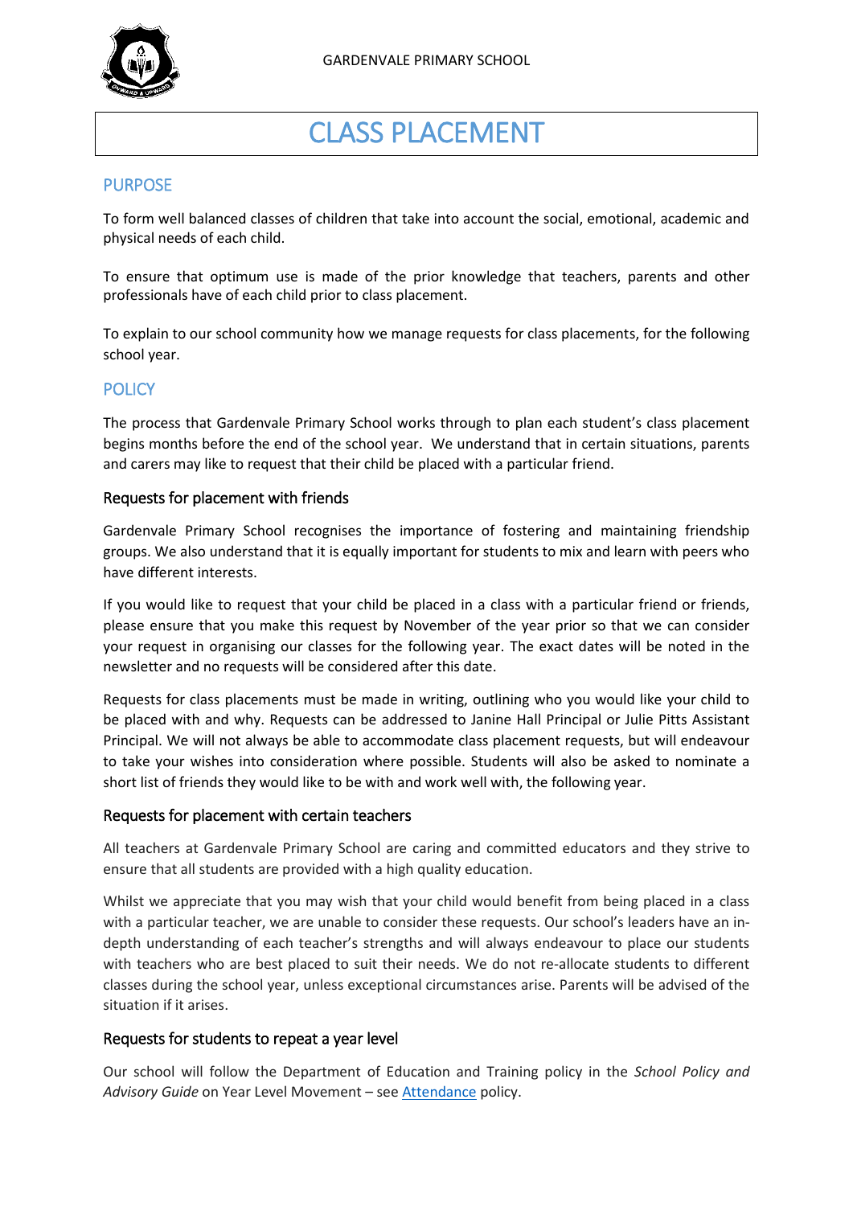GARDENVALE PRIMARY SCHOOL

# CLASS PLACEMENT

## PURPOSE

To form well balanced classes of children that take into account the social, emotional, academic and physical needs of each child.

To ensure that optimum use is made of the prior knowledge that teachers, parents and other professionals have of each child prior to class placement.

To explain to our school community how we manage requests for class placements, for the following school year.

## POLICY

The process that Gardenvale Primary School works through to plan each student's class placement begins months before the end of the school year. We understand that in certain situations, parents and carers may like to request that their child be placed with a particular friend.

### Requests for placement with friends

Gardenvale Primary School recognises the importance of fostering and maintaining friendship groups. We also understand that it is equally important for students to mix and learn with peers who have different interests.

If you would like to request that your child be placed in a class with a particular friend or friends, please ensure that you make this request by November of the year prior so that we can consider your request in organising our classes for the following year. The exact dates will be noted in the newsletter and no requests will be considered after this date.

Requests for class placements must be made in writing, outlining who you would like your child to be placed with and why. Requests can be addressed to Janine Hall Principal or Julie Pitts Assistant Principal. We will not always be able to accommodate class placement requests, but will endeavour to take your wishes into consideration where possible. Students will also be asked to nominate a short list of friends they would like to be with and work well with, the following year.

### Requests for placement with certain teachers

All teachers at Gardenvale Primary School are caring and committed educators and they strive to ensure that all students are provided with a high quality education.

Whilst we appreciate that you may wish that your child would benefit from being placed in a class with a particular teacher, we are unable to consider these requests. Our school's leaders have an in-depth understanding of each teacher's strengths and will always endeavour to place our students with teachers who are best placed to suit their needs. We do not re-allocate students to different classes during the school year, unless exceptional circumstances arise. Parents will be advised of the situation if it arises.

### Requests for students to repeat a year level

Our school will follow the Department of Education and Training policy in the *School Policy and Advisory Guide* on Year Level Movement – see Attendance policy.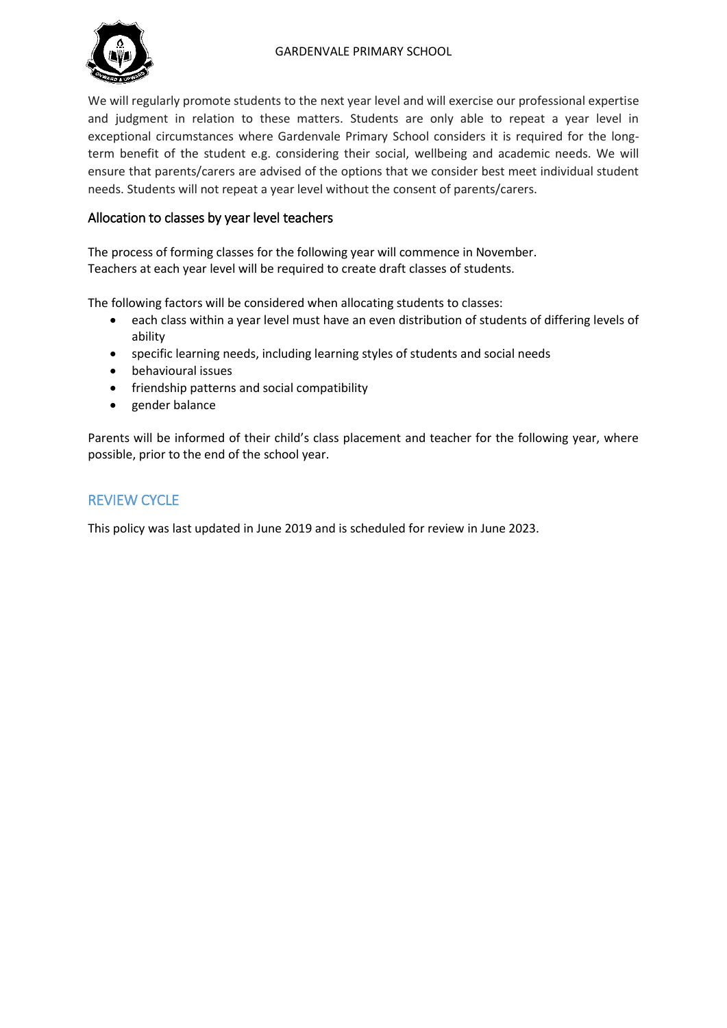We will regularly promote students to the next year level and will exercise our professional expertise and judgment in relation to these matters. Students are only able to repeat a year level in exceptional circumstances where Gardenvale Primary School considers it is required for the long-term benefit of the student e.g. considering their social, wellbeing and academic needs. We will ensure that parents/carers are advised of the options that we consider best meet individual student needs. Students will not repeat a year level without the consent of parents/carers.

### Allocation to classes by year level teachers

The process of forming classes for the following year will commence in November.
Teachers at each year level will be required to create draft classes of students.

The following factors will be considered when allocating students to classes:

- each class within a year level must have an even distribution of students of differing levels of ability
- specific learning needs, including learning styles of students and social needs
- behavioural issues
- friendship patterns and social compatibility
- gender balance

Parents will be informed of their child's class placement and teacher for the following year, where possible, prior to the end of the school year.

## REVIEW CYCLE

This policy was last updated in June 2019 and is scheduled for review in June 2023.